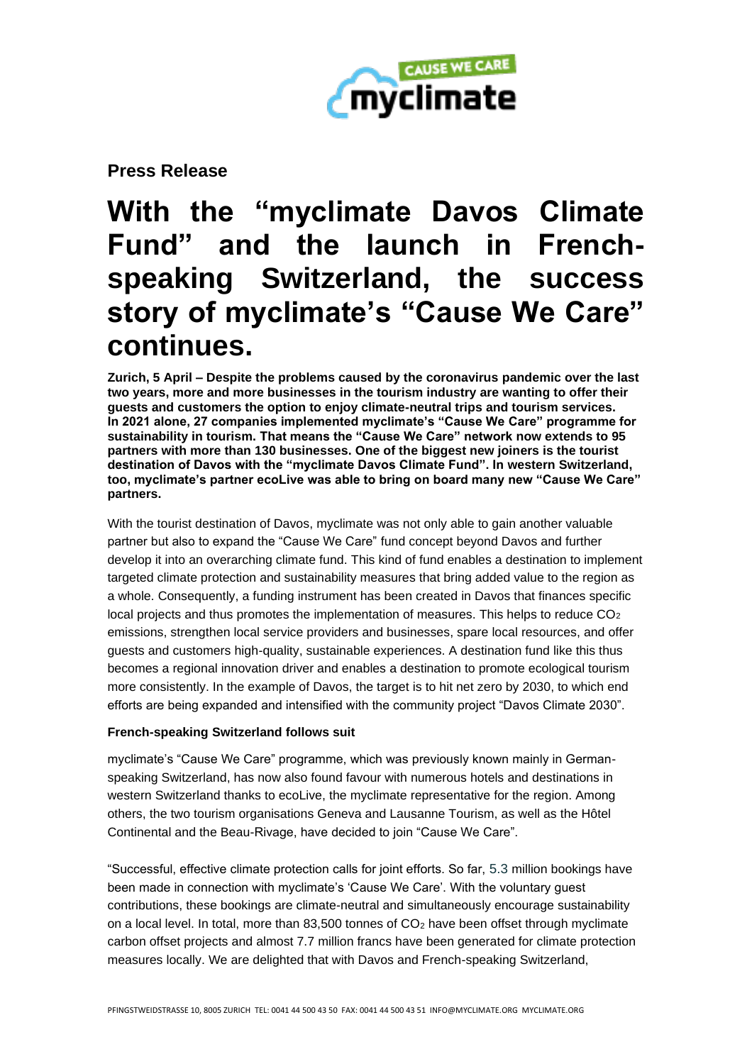**Press Release**

# With the "myclimate Davos Climate Fund" and the launch in French-speaking Switzerland, the success story of myclimate's "Cause We Care" continues.

**Zurich, 5 April – Despite the problems caused by the coronavirus pandemic over the last two years, more and more businesses in the tourism industry are wanting to offer their guests and customers the option to enjoy climate-neutral trips and tourism services. In 2021 alone, 27 companies implemented myclimate's "Cause We Care" programme for sustainability in tourism. That means the "Cause We Care" network now extends to 95 partners with more than 130 businesses. One of the biggest new joiners is the tourist destination of Davos with the "myclimate Davos Climate Fund". In western Switzerland, too, myclimate's partner ecoLive was able to bring on board many new "Cause We Care" partners.**

With the tourist destination of Davos, myclimate was not only able to gain another valuable partner but also to expand the "Cause We Care" fund concept beyond Davos and further develop it into an overarching climate fund. This kind of fund enables a destination to implement targeted climate protection and sustainability measures that bring added value to the region as a whole. Consequently, a funding instrument has been created in Davos that finances specific local projects and thus promotes the implementation of measures. This helps to reduce $CO_2$ emissions, strengthen local service providers and businesses, spare local resources, and offer guests and customers high-quality, sustainable experiences. A destination fund like this thus becomes a regional innovation driver and enables a destination to promote ecological tourism more consistently. In the example of Davos, the target is to hit net zero by 2030, to which end efforts are being expanded and intensified with the community project "Davos Climate 2030".

**French-speaking Switzerland follows suit**

myclimate's "Cause We Care" programme, which was previously known mainly in German-speaking Switzerland, has now also found favour with numerous hotels and destinations in western Switzerland thanks to ecoLive, the myclimate representative for the region. Among others, the two tourism organisations Geneva and Lausanne Tourism, as well as the Hôtel Continental and the Beau-Rivage, have decided to join "Cause We Care".

"Successful, effective climate protection calls for joint efforts. So far, 5.3 million bookings have been made in connection with myclimate's 'Cause We Care'. With the voluntary guest contributions, these bookings are climate-neutral and simultaneously encourage sustainability on a local level. In total, more than 83,500 tonnes of $CO_2$ have been offset through myclimate carbon offset projects and almost 7.7 million francs have been generated for climate protection measures locally. We are delighted that with Davos and French-speaking Switzerland,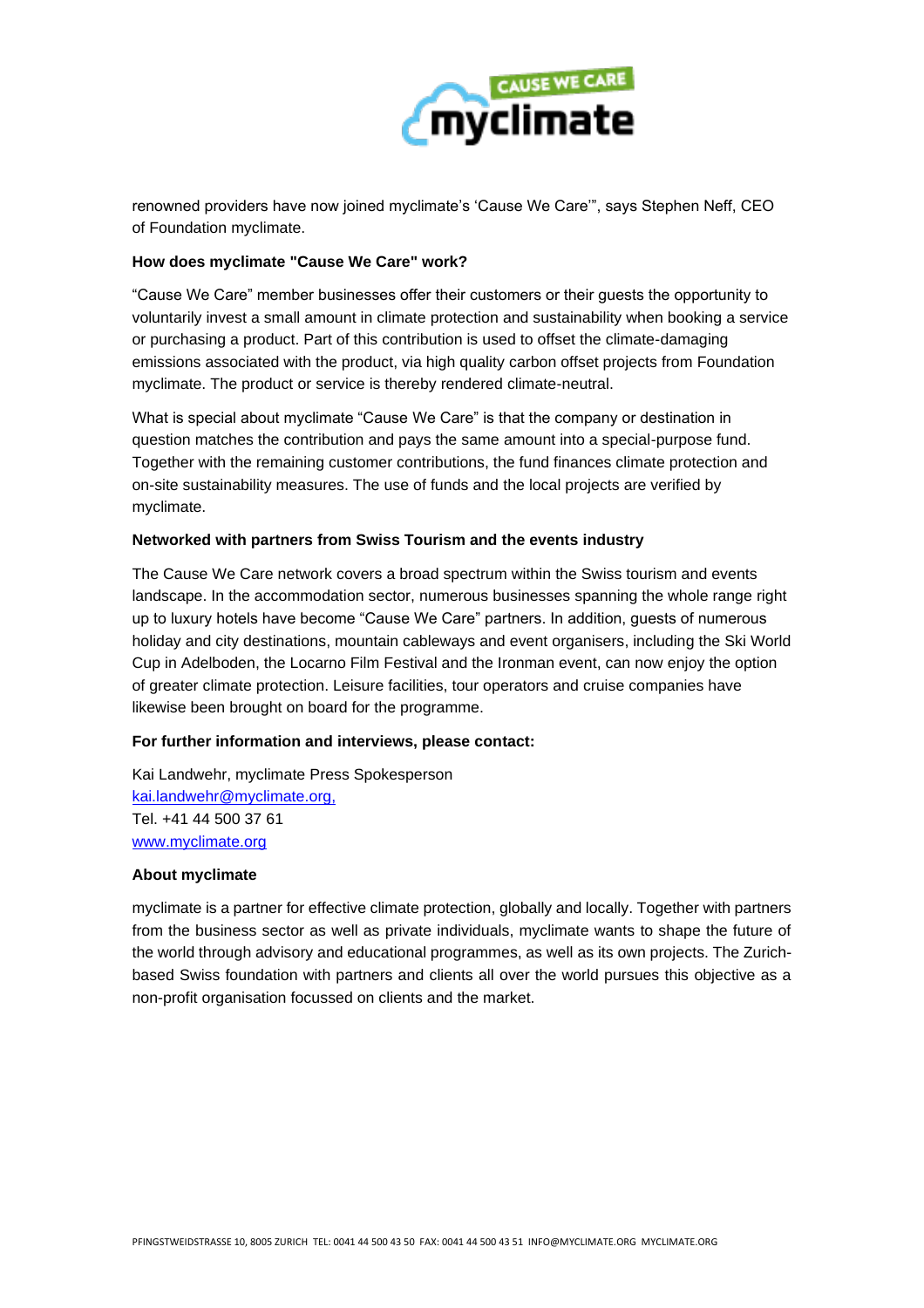renowned providers have now joined myclimate's 'Cause We Care'", says Stephen Neff, CEO of Foundation myclimate.

**How does myclimate "Cause We Care" work?**

"Cause We Care" member businesses offer their customers or their guests the opportunity to voluntarily invest a small amount in climate protection and sustainability when booking a service or purchasing a product. Part of this contribution is used to offset the climate-damaging emissions associated with the product, via high quality carbon offset projects from Foundation myclimate. The product or service is thereby rendered climate-neutral.

What is special about myclimate "Cause We Care" is that the company or destination in question matches the contribution and pays the same amount into a special-purpose fund. Together with the remaining customer contributions, the fund finances climate protection and on-site sustainability measures. The use of funds and the local projects are verified by myclimate.

**Networked with partners from Swiss Tourism and the events industry**

The Cause We Care network covers a broad spectrum within the Swiss tourism and events landscape. In the accommodation sector, numerous businesses spanning the whole range right up to luxury hotels have become "Cause We Care" partners. In addition, guests of numerous holiday and city destinations, mountain cableways and event organisers, including the Ski World Cup in Adelboden, the Locarno Film Festival and the Ironman event, can now enjoy the option of greater climate protection. Leisure facilities, tour operators and cruise companies have likewise been brought on board for the programme.

**For further information and interviews, please contact:**

Kai Landwehr, myclimate Press Spokesperson
kai.landwehr@myclimate.org,
Tel. +41 44 500 37 61
www.myclimate.org

**About myclimate**

myclimate is a partner for effective climate protection, globally and locally. Together with partners from the business sector as well as private individuals, myclimate wants to shape the future of the world through advisory and educational programmes, as well as its own projects. The Zurich-based Swiss foundation with partners and clients all over the world pursues this objective as a non-profit organisation focussed on clients and the market.